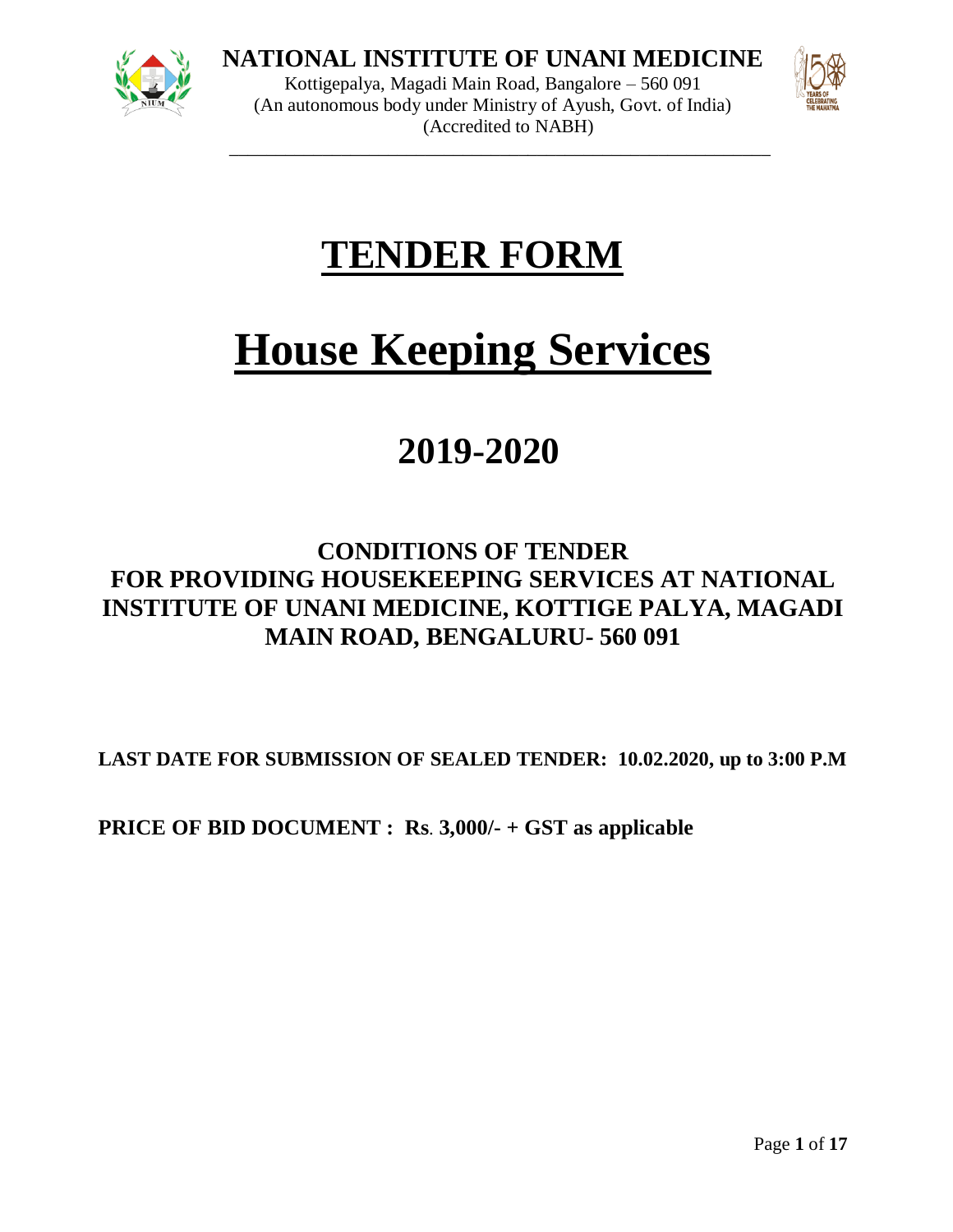**NATIONAL INSTITUTE OF UNANI MEDICINE**

Kottigepalya, Magadi Main Road, Bangalore – 560 091
(An autonomous body under Ministry of Ayush, Govt. of India)
(Accredited to NABH)

---

# TENDER FORM

# House Keeping Services

# 2019-2020

## CONDITIONS OF TENDER FOR PROVIDING HOUSEKEEPING SERVICES AT NATIONAL INSTITUTE OF UNANI MEDICINE, KOTTIGE PALYA, MAGADI MAIN ROAD, BENGALURU- 560 091

**LAST DATE FOR SUBMISSION OF SEALED TENDER: 10.02.2020, up to 3:00 P.M**

**PRICE OF BID DOCUMENT : Rs. 3,000/- + GST as applicable**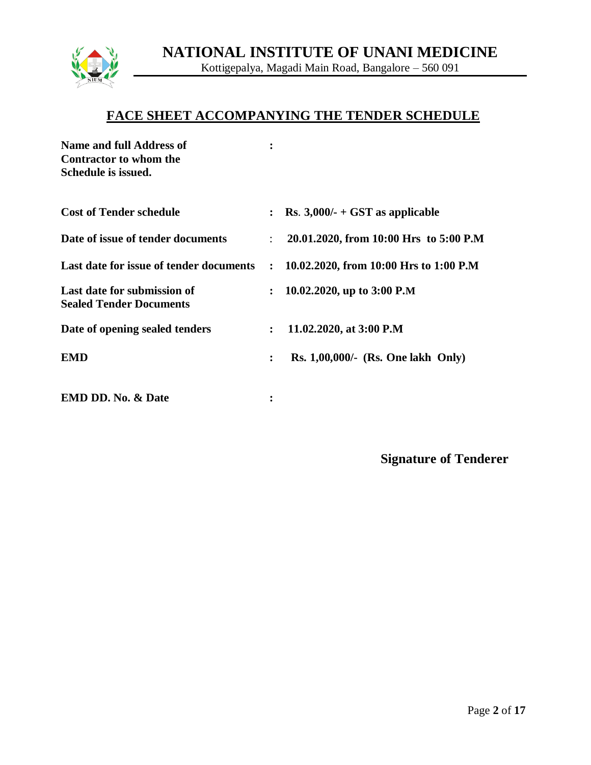# NATIONAL INSTITUTE OF UNANI MEDICINE

Kottigepalya, Magadi Main Road, Bangalore – 560 091

## FACE SHEET ACCOMPANYING THE TENDER SCHEDULE

| | | |
|---|---|---|
| **Name and full Address of Contractor to whom the Schedule is issued.** | **:** | |
| **Cost of Tender schedule** | **:** | **Rs. 3,000/- + GST as applicable** |
| **Date of issue of tender documents** | : | **20.01.2020, from 10:00 Hrs to 5:00 P.M** |
| **Last date for issue of tender documents** | **:** | **10.02.2020, from 10:00 Hrs to 1:00 P.M** |
| **Last date for submission of Sealed Tender Documents** | **:** | **10.02.2020, up to 3:00 P.M** |
| **Date of opening sealed tenders** | **:** | **11.02.2020, at 3:00 P.M** |
| **EMD** | **:** | **Rs. 1,00,000/- (Rs. One lakh Only)** |
| **EMD DD. No. & Date** | **:** | |

**Signature of Tenderer**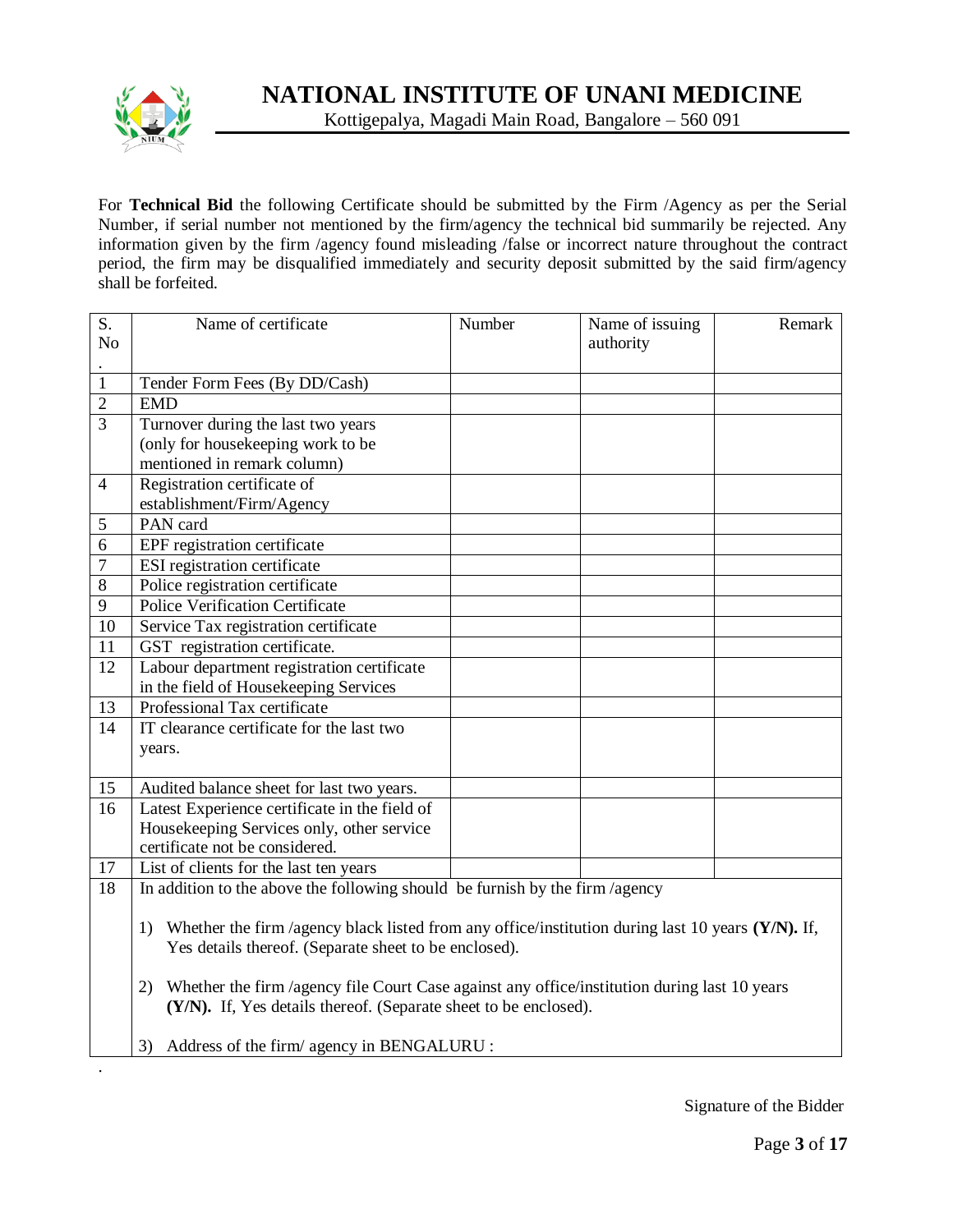# NATIONAL INSTITUTE OF UNANI MEDICINE

Kottigepalya, Magadi Main Road, Bangalore – 560 091

For **Technical Bid** the following Certificate should be submitted by the Firm /Agency as per the Serial Number, if serial number not mentioned by the firm/agency the technical bid summarily be rejected. Any information given by the firm /agency found misleading /false or incorrect nature throughout the contract period, the firm may be disqualified immediately and security deposit submitted by the said firm/agency shall be forfeited.

| S. No. | Name of certificate | Number | Name of issuing authority | Remark |
|---|---|---|---|---|
| 1 | Tender Form Fees (By DD/Cash) | | | |
| 2 | EMD | | | |
| 3 | Turnover during the last two years (only for housekeeping work to be mentioned in remark column) | | | |
| 4 | Registration certificate of establishment/Firm/Agency | | | |
| 5 | PAN card | | | |
| 6 | EPF registration certificate | | | |
| 7 | ESI registration certificate | | | |
| 8 | Police registration certificate | | | |
| 9 | Police Verification Certificate | | | |
| 10 | Service Tax registration certificate | | | |
| 11 | GST registration certificate. | | | |
| 12 | Labour department registration certificate in the field of Housekeeping Services | | | |
| 13 | Professional Tax certificate | | | |
| 14 | IT clearance certificate for the last two years. | | | |
| 15 | Audited balance sheet for last two years. | | | |
| 16 | Latest Experience certificate in the field of Housekeeping Services only, other service certificate not be considered. | | | |
| 17 | List of clients for the last ten years | | | |
| 18 | In addition to the above the following should be furnish by the firm /agency<br><br>1) Whether the firm /agency black listed from any office/institution during last 10 years **(Y/N).** If, Yes details thereof. (Separate sheet to be enclosed).<br><br>2) Whether the firm /agency file Court Case against any office/institution during last 10 years **(Y/N).** If, Yes details thereof. (Separate sheet to be enclosed).<br><br>3) Address of the firm/ agency in BENGALURU : | | | |

Signature of the Bidder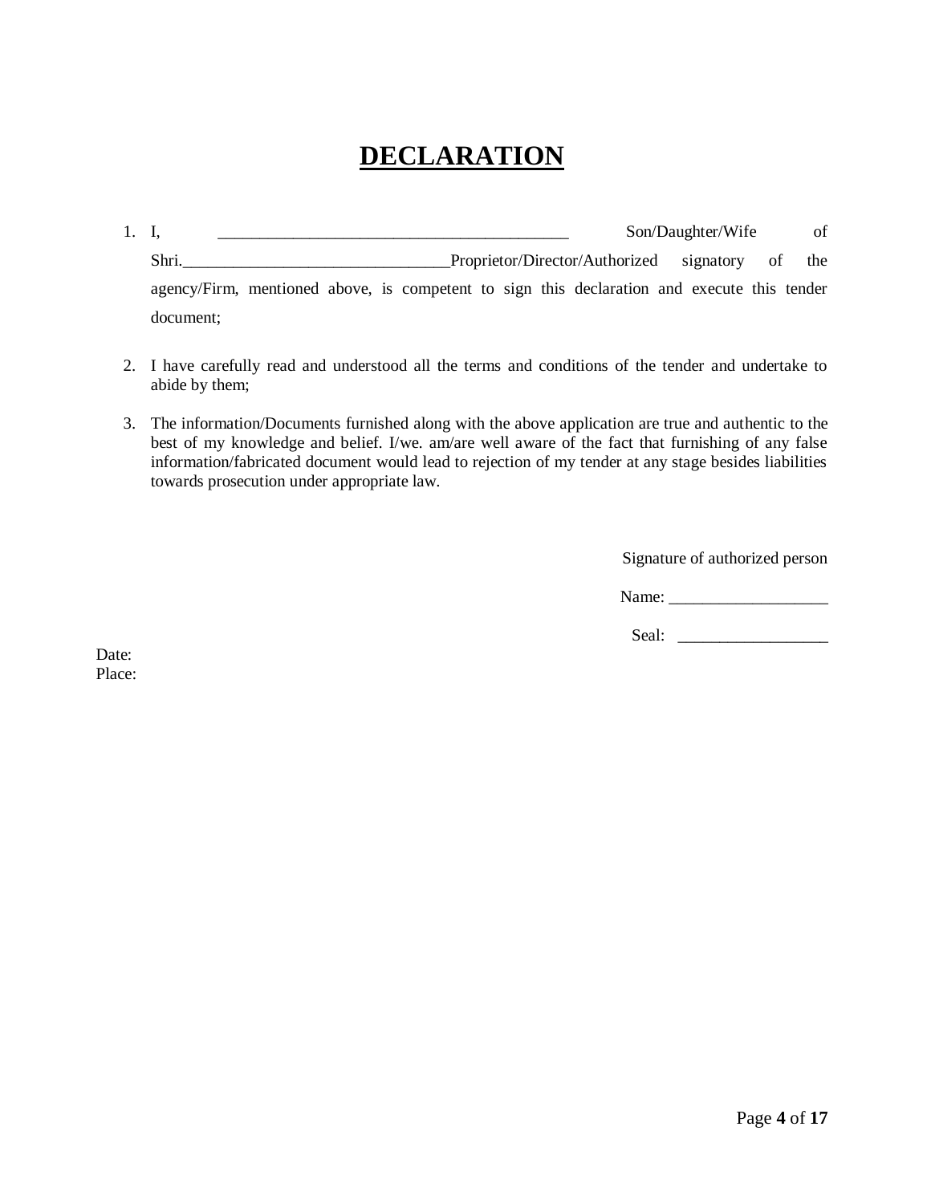# DECLARATION

1. I, ____________________________________________ Son/Daughter/Wife of Shri.________________________________Proprietor/Director/Authorized signatory of the agency/Firm, mentioned above, is competent to sign this declaration and execute this tender document;

2. I have carefully read and understood all the terms and conditions of the tender and undertake to abide by them;

3. The information/Documents furnished along with the above application are true and authentic to the best of my knowledge and belief. I/we. am/are well aware of the fact that furnishing of any false information/fabricated document would lead to rejection of my tender at any stage besides liabilities towards prosecution under appropriate law.

Signature of authorized person

Name: ___________________

Seal: __________________

Date:
Place: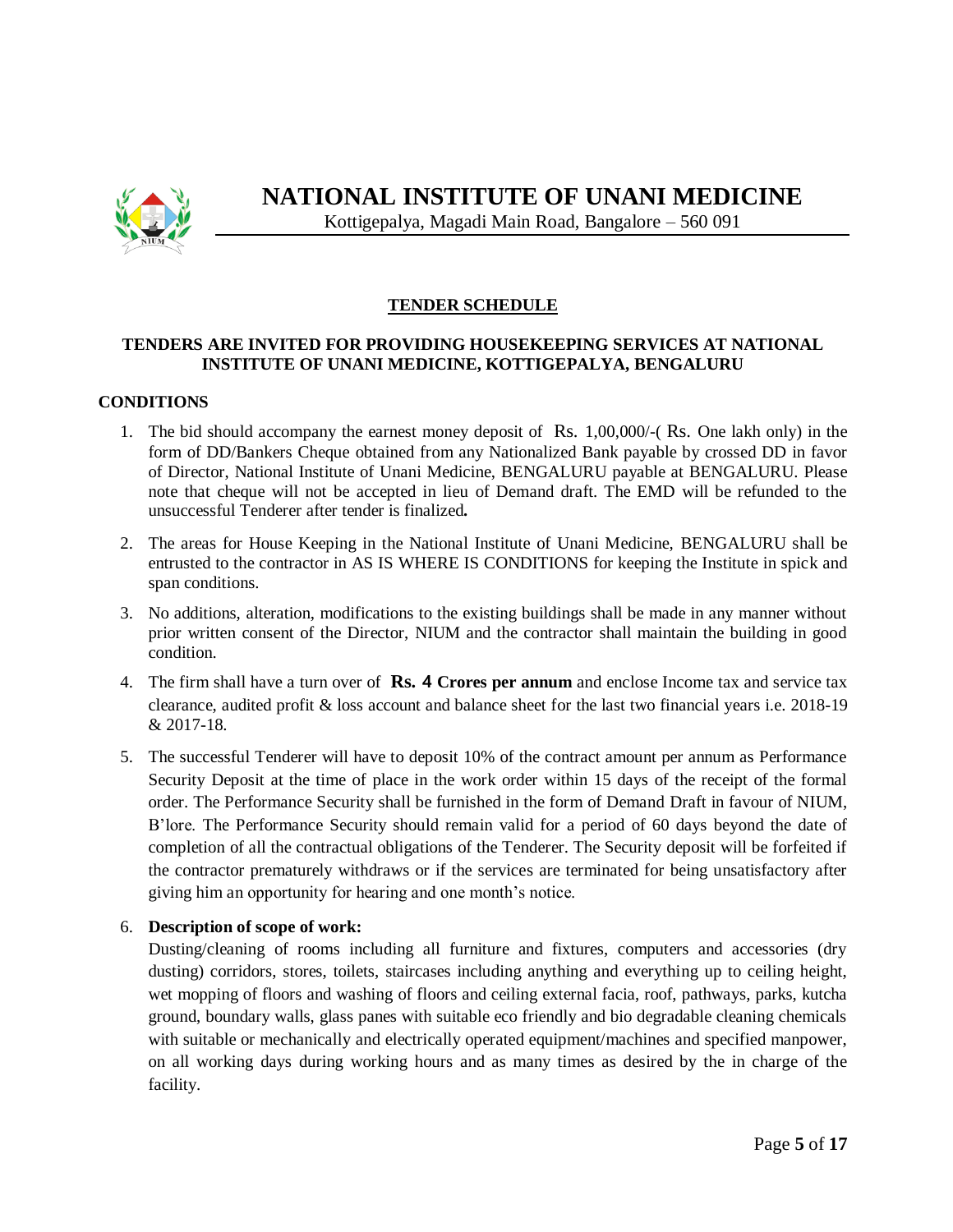# NATIONAL INSTITUTE OF UNANI MEDICINE

Kottigepalya, Magadi Main Road, Bangalore – 560 091

## TENDER SCHEDULE

### TENDERS ARE INVITED FOR PROVIDING HOUSEKEEPING SERVICES AT NATIONAL INSTITUTE OF UNANI MEDICINE, KOTTIGEPALYA, BENGALURU

**CONDITIONS**

1. The bid should accompany the earnest money deposit of Rs. 1,00,000/-( Rs. One lakh only) in the form of DD/Bankers Cheque obtained from any Nationalized Bank payable by crossed DD in favor of Director, National Institute of Unani Medicine, BENGALURU payable at BENGALURU. Please note that cheque will not be accepted in lieu of Demand draft. The EMD will be refunded to the unsuccessful Tenderer after tender is finalized**.**

2. The areas for House Keeping in the National Institute of Unani Medicine, BENGALURU shall be entrusted to the contractor in AS IS WHERE IS CONDITIONS for keeping the Institute in spick and span conditions.

3. No additions, alteration, modifications to the existing buildings shall be made in any manner without prior written consent of the Director, NIUM and the contractor shall maintain the building in good condition.

4. The firm shall have a turn over of **Rs. 4 Crores per annum** and enclose Income tax and service tax clearance, audited profit & loss account and balance sheet for the last two financial years i.e. 2018-19 & 2017-18.

5. The successful Tenderer will have to deposit 10% of the contract amount per annum as Performance Security Deposit at the time of place in the work order within 15 days of the receipt of the formal order. The Performance Security shall be furnished in the form of Demand Draft in favour of NIUM, B'lore. The Performance Security should remain valid for a period of 60 days beyond the date of completion of all the contractual obligations of the Tenderer. The Security deposit will be forfeited if the contractor prematurely withdraws or if the services are terminated for being unsatisfactory after giving him an opportunity for hearing and one month's notice.

6. **Description of scope of work:**

   Dusting/cleaning of rooms including all furniture and fixtures, computers and accessories (dry dusting) corridors, stores, toilets, staircases including anything and everything up to ceiling height, wet mopping of floors and washing of floors and ceiling external facia, roof, pathways, parks, kutcha ground, boundary walls, glass panes with suitable eco friendly and bio degradable cleaning chemicals with suitable or mechanically and electrically operated equipment/machines and specified manpower, on all working days during working hours and as many times as desired by the in charge of the facility.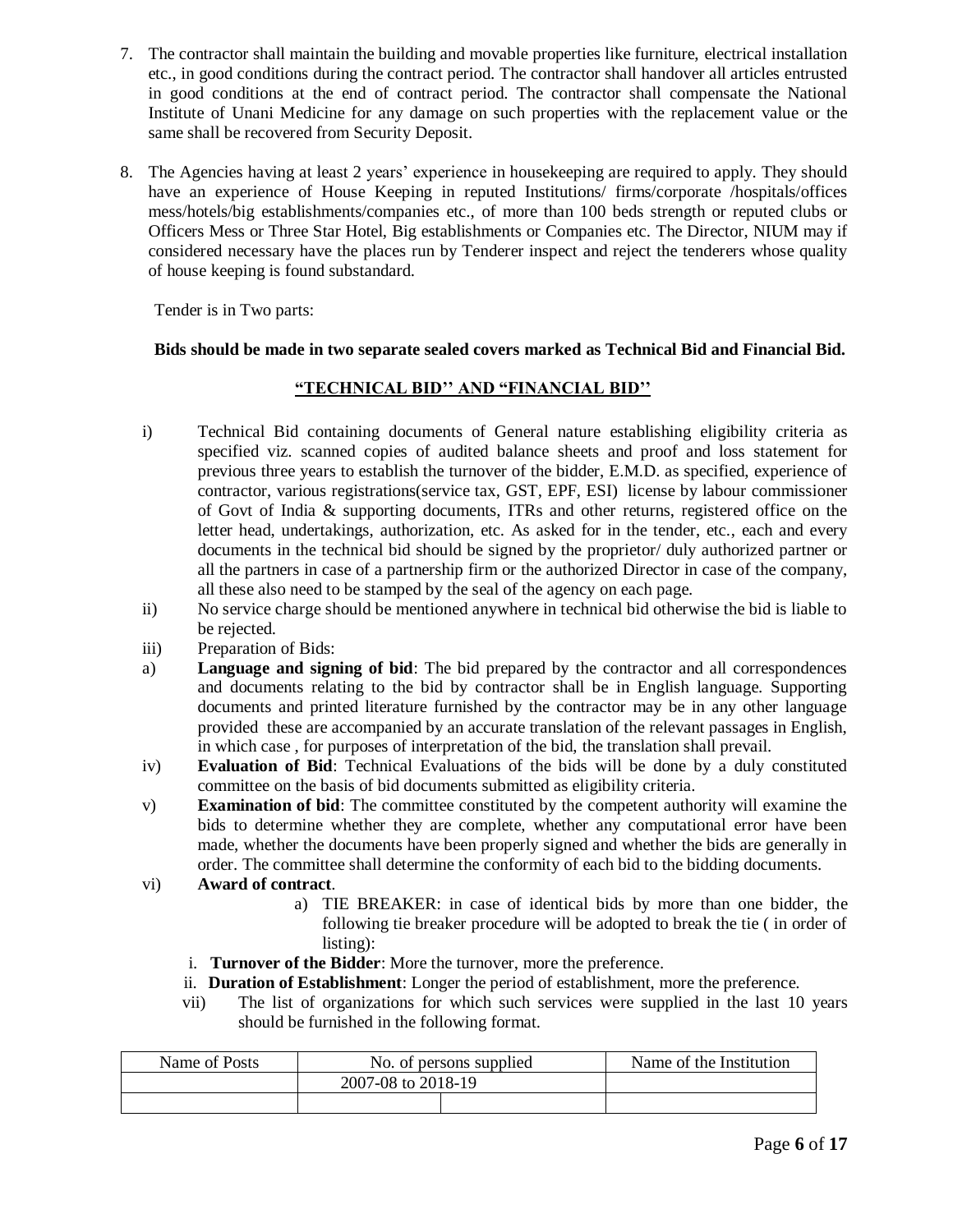7. The contractor shall maintain the building and movable properties like furniture, electrical installation etc., in good conditions during the contract period. The contractor shall handover all articles entrusted in good conditions at the end of contract period. The contractor shall compensate the National Institute of Unani Medicine for any damage on such properties with the replacement value or the same shall be recovered from Security Deposit.

8. The Agencies having at least 2 years' experience in housekeeping are required to apply. They should have an experience of House Keeping in reputed Institutions/ firms/corporate /hospitals/offices mess/hotels/big establishments/companies etc., of more than 100 beds strength or reputed clubs or Officers Mess or Three Star Hotel, Big establishments or Companies etc. The Director, NIUM may if considered necessary have the places run by Tenderer inspect and reject the tenderers whose quality of house keeping is found substandard.

Tender is in Two parts:

**Bids should be made in two separate sealed covers marked as Technical Bid and Financial Bid.**

**"TECHNICAL BID'' AND "FINANCIAL BID''**

i) Technical Bid containing documents of General nature establishing eligibility criteria as specified viz. scanned copies of audited balance sheets and proof and loss statement for previous three years to establish the turnover of the bidder, E.M.D. as specified, experience of contractor, various registrations(service tax, GST, EPF, ESI) license by labour commissioner of Govt of India & supporting documents, ITRs and other returns, registered office on the letter head, undertakings, authorization, etc. As asked for in the tender, etc., each and every documents in the technical bid should be signed by the proprietor/ duly authorized partner or all the partners in case of a partnership firm or the authorized Director in case of the company, all these also need to be stamped by the seal of the agency on each page.

ii) No service charge should be mentioned anywhere in technical bid otherwise the bid is liable to be rejected.

iii) Preparation of Bids:

a) **Language and signing of bid**: The bid prepared by the contractor and all correspondences and documents relating to the bid by contractor shall be in English language. Supporting documents and printed literature furnished by the contractor may be in any other language provided these are accompanied by an accurate translation of the relevant passages in English, in which case , for purposes of interpretation of the bid, the translation shall prevail.

iv) **Evaluation of Bid**: Technical Evaluations of the bids will be done by a duly constituted committee on the basis of bid documents submitted as eligibility criteria.

v) **Examination of bid**: The committee constituted by the competent authority will examine the bids to determine whether they are complete, whether any computational error have been made, whether the documents have been properly signed and whether the bids are generally in order. The committee shall determine the conformity of each bid to the bidding documents.

vi) **Award of contract**.

a) TIE BREAKER: in case of identical bids by more than one bidder, the following tie breaker procedure will be adopted to break the tie ( in order of listing):

i. **Turnover of the Bidder**: More the turnover, more the preference.

ii. **Duration of Establishment**: Longer the period of establishment, more the preference.

vii) The list of organizations for which such services were supplied in the last 10 years should be furnished in the following format.

| Name of Posts | No. of persons supplied | | Name of the Institution |
|---|---|---|---|
| | 2007-08 to 2018-19 | | |
| | | | |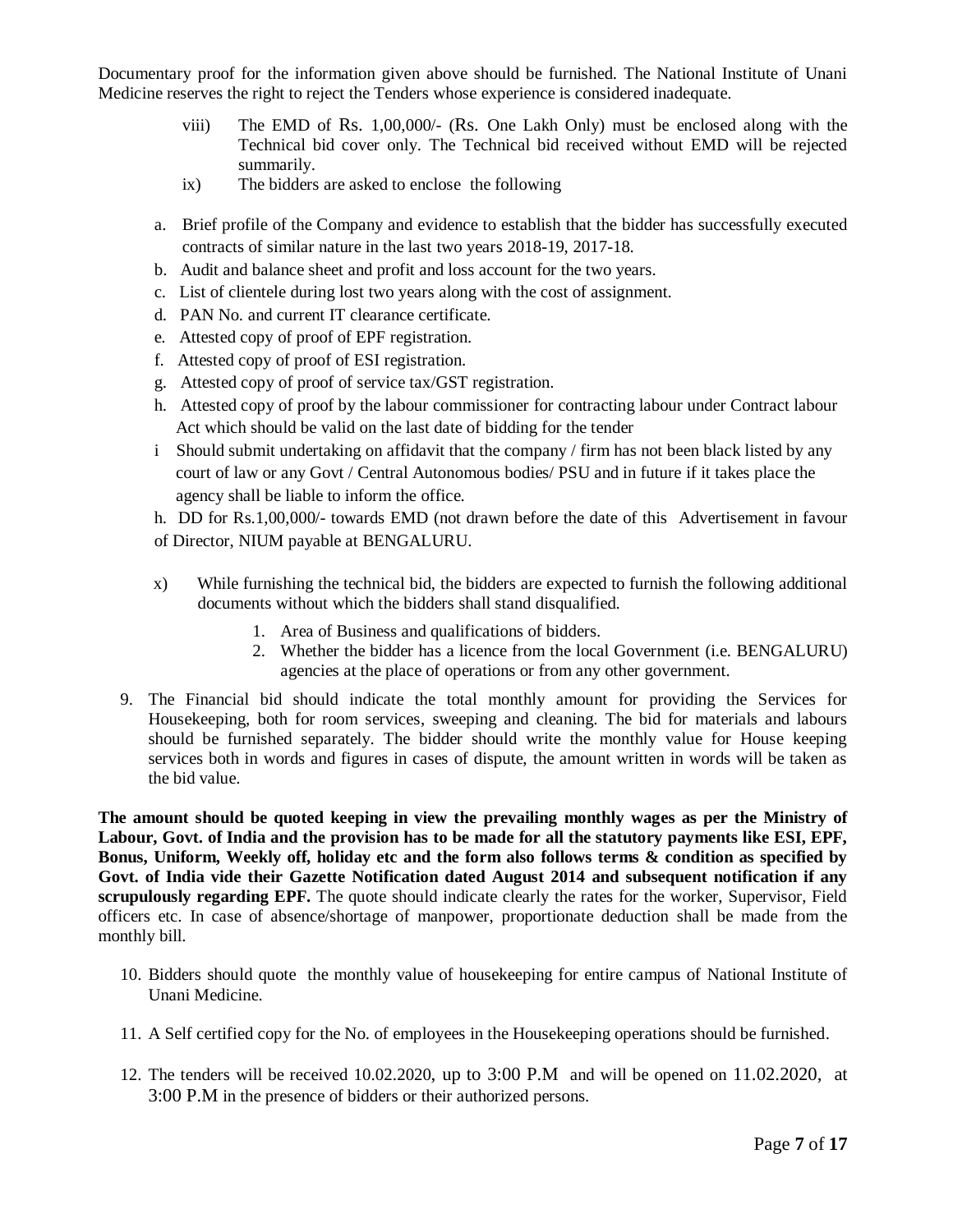Documentary proof for the information given above should be furnished. The National Institute of Unani Medicine reserves the right to reject the Tenders whose experience is considered inadequate.

viii) The EMD of Rs. 1,00,000/- (Rs. One Lakh Only) must be enclosed along with the Technical bid cover only. The Technical bid received without EMD will be rejected summarily.

ix) The bidders are asked to enclose the following

a. Brief profile of the Company and evidence to establish that the bidder has successfully executed contracts of similar nature in the last two years 2018-19, 2017-18.
b. Audit and balance sheet and profit and loss account for the two years.
c. List of clientele during lost two years along with the cost of assignment.
d. PAN No. and current IT clearance certificate.
e. Attested copy of proof of EPF registration.
f. Attested copy of proof of ESI registration.
g. Attested copy of proof of service tax/GST registration.
h. Attested copy of proof by the labour commissioner for contracting labour under Contract labour Act which should be valid on the last date of bidding for the tender
i Should submit undertaking on affidavit that the company / firm has not been black listed by any court of law or any Govt / Central Autonomous bodies/ PSU and in future if it takes place the agency shall be liable to inform the office.

h. DD for Rs.1,00,000/- towards EMD (not drawn before the date of this Advertisement in favour of Director, NIUM payable at BENGALURU.

x) While furnishing the technical bid, the bidders are expected to furnish the following additional documents without which the bidders shall stand disqualified.

1. Area of Business and qualifications of bidders.
2. Whether the bidder has a licence from the local Government (i.e. BENGALURU) agencies at the place of operations or from any other government.

9. The Financial bid should indicate the total monthly amount for providing the Services for Housekeeping, both for room services, sweeping and cleaning. The bid for materials and labours should be furnished separately. The bidder should write the monthly value for House keeping services both in words and figures in cases of dispute, the amount written in words will be taken as the bid value.

**The amount should be quoted keeping in view the prevailing monthly wages as per the Ministry of Labour, Govt. of India and the provision has to be made for all the statutory payments like ESI, EPF, Bonus, Uniform, Weekly off, holiday etc and the form also follows terms & condition as specified by Govt. of India vide their Gazette Notification dated August 2014 and subsequent notification if any scrupulously regarding EPF.** The quote should indicate clearly the rates for the worker, Supervisor, Field officers etc. In case of absence/shortage of manpower, proportionate deduction shall be made from the monthly bill.

10. Bidders should quote the monthly value of housekeeping for entire campus of National Institute of Unani Medicine.

11. A Self certified copy for the No. of employees in the Housekeeping operations should be furnished.

12. The tenders will be received 10.02.2020, up to 3:00 P.M and will be opened on 11.02.2020, at 3:00 P.M in the presence of bidders or their authorized persons.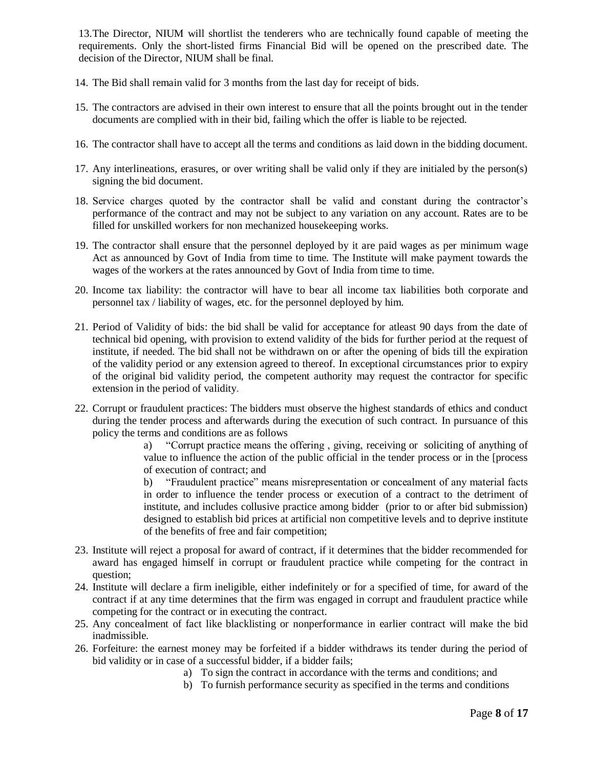13. The Director, NIUM will shortlist the tenderers who are technically found capable of meeting the requirements. Only the short-listed firms Financial Bid will be opened on the prescribed date. The decision of the Director, NIUM shall be final.

14. The Bid shall remain valid for 3 months from the last day for receipt of bids.

15. The contractors are advised in their own interest to ensure that all the points brought out in the tender documents are complied with in their bid, failing which the offer is liable to be rejected.

16. The contractor shall have to accept all the terms and conditions as laid down in the bidding document.

17. Any interlineations, erasures, or over writing shall be valid only if they are initialed by the person(s) signing the bid document.

18. Service charges quoted by the contractor shall be valid and constant during the contractor's performance of the contract and may not be subject to any variation on any account. Rates are to be filled for unskilled workers for non mechanized housekeeping works.

19. The contractor shall ensure that the personnel deployed by it are paid wages as per minimum wage Act as announced by Govt of India from time to time. The Institute will make payment towards the wages of the workers at the rates announced by Govt of India from time to time.

20. Income tax liability: the contractor will have to bear all income tax liabilities both corporate and personnel tax / liability of wages, etc. for the personnel deployed by him.

21. Period of Validity of bids: the bid shall be valid for acceptance for atleast 90 days from the date of technical bid opening, with provision to extend validity of the bids for further period at the request of institute, if needed. The bid shall not be withdrawn on or after the opening of bids till the expiration of the validity period or any extension agreed to thereof. In exceptional circumstances prior to expiry of the original bid validity period, the competent authority may request the contractor for specific extension in the period of validity.

22. Corrupt or fraudulent practices: The bidders must observe the highest standards of ethics and conduct during the tender process and afterwards during the execution of such contract. In pursuance of this policy the terms and conditions are as follows

    a) "Corrupt practice means the offering , giving, receiving or soliciting of anything of value to influence the action of the public official in the tender process or in the [process of execution of contract; and

    b) "Fraudulent practice" means misrepresentation or concealment of any material facts in order to influence the tender process or execution of a contract to the detriment of institute, and includes collusive practice among bidder (prior to or after bid submission) designed to establish bid prices at artificial non competitive levels and to deprive institute of the benefits of free and fair competition;

23. Institute will reject a proposal for award of contract, if it determines that the bidder recommended for award has engaged himself in corrupt or fraudulent practice while competing for the contract in question;
24. Institute will declare a firm ineligible, either indefinitely or for a specified of time, for award of the contract if at any time determines that the firm was engaged in corrupt and fraudulent practice while competing for the contract or in executing the contract.
25. Any concealment of fact like blacklisting or nonperformance in earlier contract will make the bid inadmissible.
26. Forfeiture: the earnest money may be forfeited if a bidder withdraws its tender during the period of bid validity or in case of a successful bidder, if a bidder fails;
    a) To sign the contract in accordance with the terms and conditions; and
    b) To furnish performance security as specified in the terms and conditions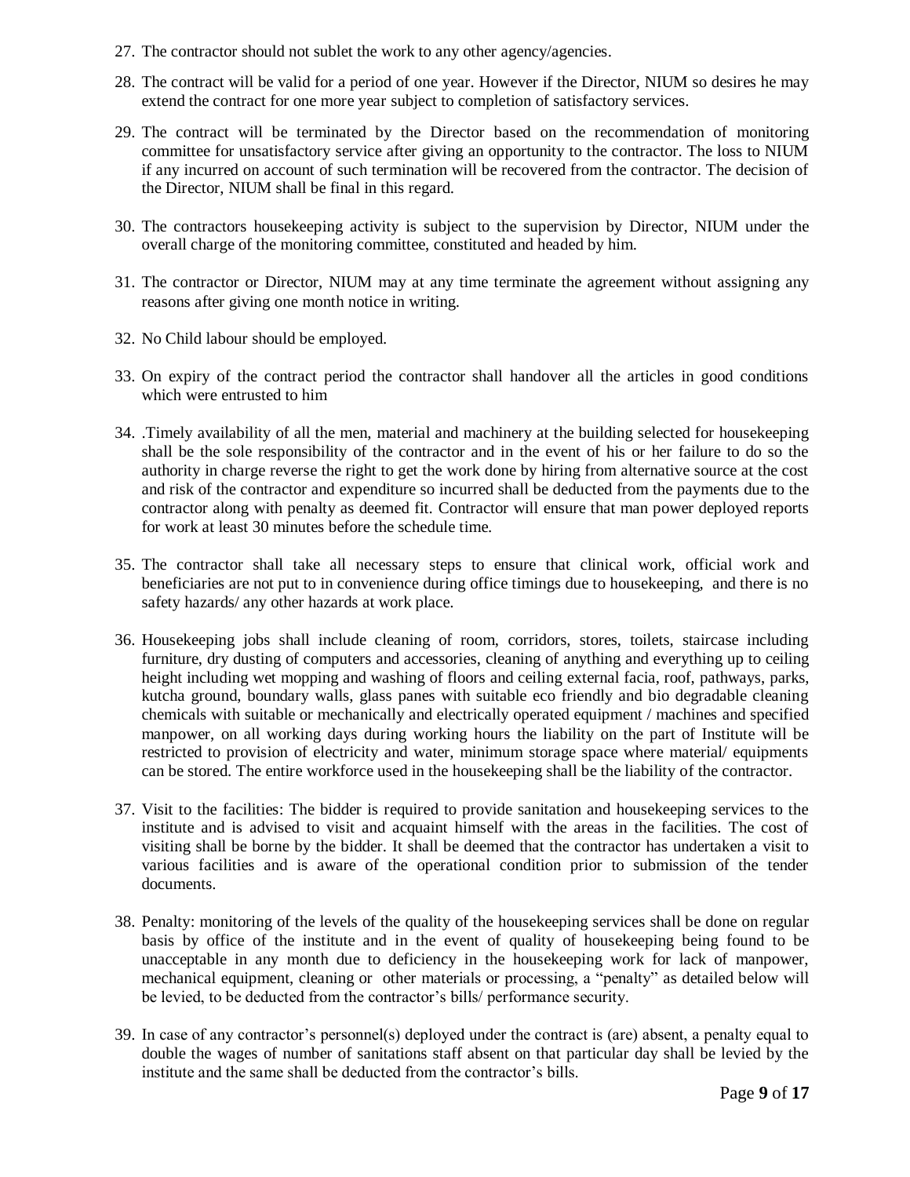27. The contractor should not sublet the work to any other agency/agencies.

28. The contract will be valid for a period of one year. However if the Director, NIUM so desires he may extend the contract for one more year subject to completion of satisfactory services.

29. The contract will be terminated by the Director based on the recommendation of monitoring committee for unsatisfactory service after giving an opportunity to the contractor. The loss to NIUM if any incurred on account of such termination will be recovered from the contractor. The decision of the Director, NIUM shall be final in this regard.

30. The contractors housekeeping activity is subject to the supervision by Director, NIUM under the overall charge of the monitoring committee, constituted and headed by him.

31. The contractor or Director, NIUM may at any time terminate the agreement without assigning any reasons after giving one month notice in writing.

32. No Child labour should be employed.

33. On expiry of the contract period the contractor shall handover all the articles in good conditions which were entrusted to him

34. .Timely availability of all the men, material and machinery at the building selected for housekeeping shall be the sole responsibility of the contractor and in the event of his or her failure to do so the authority in charge reverse the right to get the work done by hiring from alternative source at the cost and risk of the contractor and expenditure so incurred shall be deducted from the payments due to the contractor along with penalty as deemed fit. Contractor will ensure that man power deployed reports for work at least 30 minutes before the schedule time.

35. The contractor shall take all necessary steps to ensure that clinical work, official work and beneficiaries are not put to in convenience during office timings due to housekeeping, and there is no safety hazards/ any other hazards at work place.

36. Housekeeping jobs shall include cleaning of room, corridors, stores, toilets, staircase including furniture, dry dusting of computers and accessories, cleaning of anything and everything up to ceiling height including wet mopping and washing of floors and ceiling external facia, roof, pathways, parks, kutcha ground, boundary walls, glass panes with suitable eco friendly and bio degradable cleaning chemicals with suitable or mechanically and electrically operated equipment / machines and specified manpower, on all working days during working hours the liability on the part of Institute will be restricted to provision of electricity and water, minimum storage space where material/ equipments can be stored. The entire workforce used in the housekeeping shall be the liability of the contractor.

37. Visit to the facilities: The bidder is required to provide sanitation and housekeeping services to the institute and is advised to visit and acquaint himself with the areas in the facilities. The cost of visiting shall be borne by the bidder. It shall be deemed that the contractor has undertaken a visit to various facilities and is aware of the operational condition prior to submission of the tender documents.

38. Penalty: monitoring of the levels of the quality of the housekeeping services shall be done on regular basis by office of the institute and in the event of quality of housekeeping being found to be unacceptable in any month due to deficiency in the housekeeping work for lack of manpower, mechanical equipment, cleaning or other materials or processing, a "penalty" as detailed below will be levied, to be deducted from the contractor's bills/ performance security.

39. In case of any contractor's personnel(s) deployed under the contract is (are) absent, a penalty equal to double the wages of number of sanitations staff absent on that particular day shall be levied by the institute and the same shall be deducted from the contractor's bills.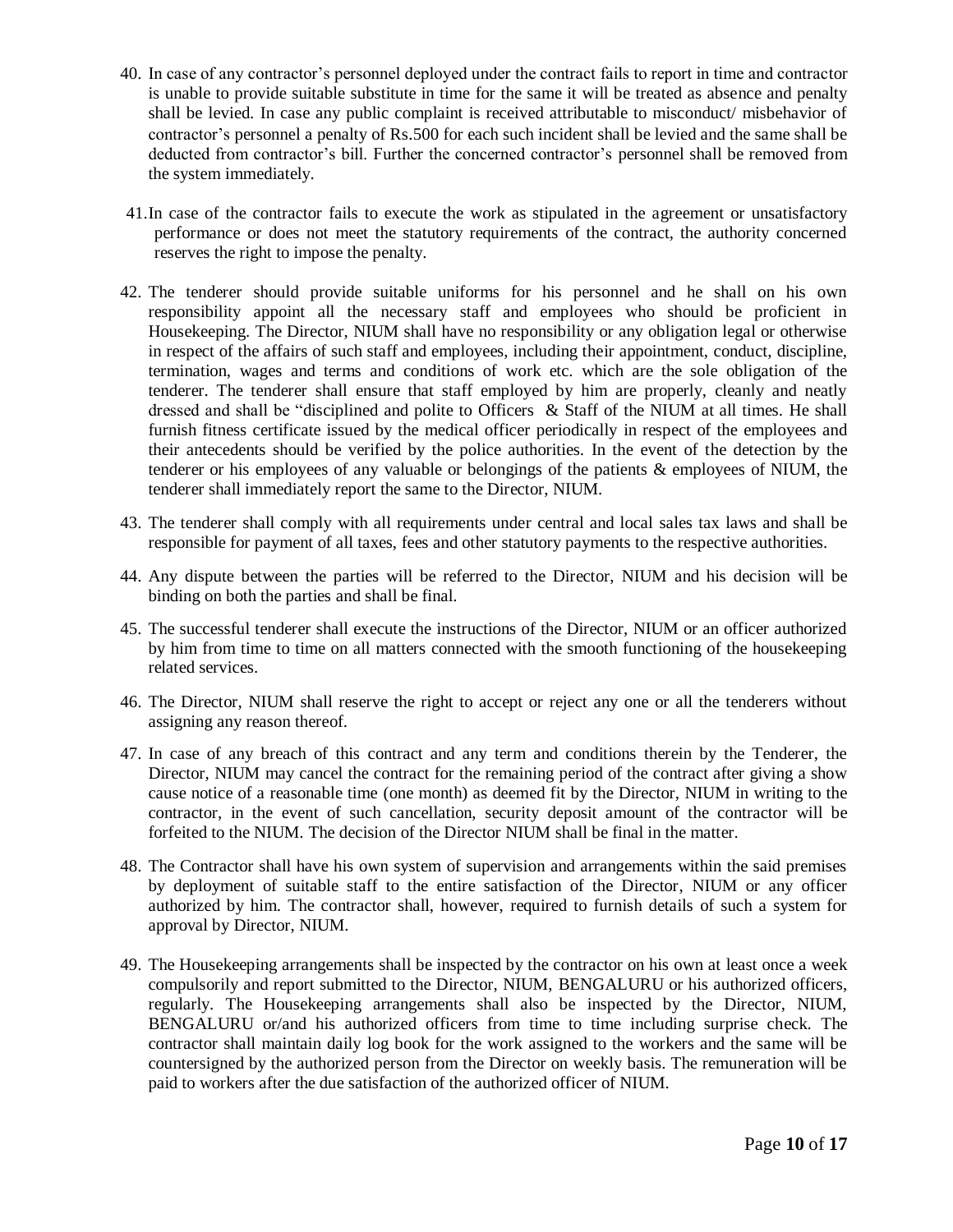40. In case of any contractor's personnel deployed under the contract fails to report in time and contractor is unable to provide suitable substitute in time for the same it will be treated as absence and penalty shall be levied. In case any public complaint is received attributable to misconduct/ misbehavior of contractor's personnel a penalty of Rs.500 for each such incident shall be levied and the same shall be deducted from contractor's bill. Further the concerned contractor's personnel shall be removed from the system immediately.

41. In case of the contractor fails to execute the work as stipulated in the agreement or unsatisfactory performance or does not meet the statutory requirements of the contract, the authority concerned reserves the right to impose the penalty.

42. The tenderer should provide suitable uniforms for his personnel and he shall on his own responsibility appoint all the necessary staff and employees who should be proficient in Housekeeping. The Director, NIUM shall have no responsibility or any obligation legal or otherwise in respect of the affairs of such staff and employees, including their appointment, conduct, discipline, termination, wages and terms and conditions of work etc. which are the sole obligation of the tenderer. The tenderer shall ensure that staff employed by him are properly, cleanly and neatly dressed and shall be "disciplined and polite to Officers & Staff of the NIUM at all times. He shall furnish fitness certificate issued by the medical officer periodically in respect of the employees and their antecedents should be verified by the police authorities. In the event of the detection by the tenderer or his employees of any valuable or belongings of the patients & employees of NIUM, the tenderer shall immediately report the same to the Director, NIUM.

43. The tenderer shall comply with all requirements under central and local sales tax laws and shall be responsible for payment of all taxes, fees and other statutory payments to the respective authorities.

44. Any dispute between the parties will be referred to the Director, NIUM and his decision will be binding on both the parties and shall be final.

45. The successful tenderer shall execute the instructions of the Director, NIUM or an officer authorized by him from time to time on all matters connected with the smooth functioning of the housekeeping related services.

46. The Director, NIUM shall reserve the right to accept or reject any one or all the tenderers without assigning any reason thereof.

47. In case of any breach of this contract and any term and conditions therein by the Tenderer, the Director, NIUM may cancel the contract for the remaining period of the contract after giving a show cause notice of a reasonable time (one month) as deemed fit by the Director, NIUM in writing to the contractor, in the event of such cancellation, security deposit amount of the contractor will be forfeited to the NIUM. The decision of the Director NIUM shall be final in the matter.

48. The Contractor shall have his own system of supervision and arrangements within the said premises by deployment of suitable staff to the entire satisfaction of the Director, NIUM or any officer authorized by him. The contractor shall, however, required to furnish details of such a system for approval by Director, NIUM.

49. The Housekeeping arrangements shall be inspected by the contractor on his own at least once a week compulsorily and report submitted to the Director, NIUM, BENGALURU or his authorized officers, regularly. The Housekeeping arrangements shall also be inspected by the Director, NIUM, BENGALURU or/and his authorized officers from time to time including surprise check. The contractor shall maintain daily log book for the work assigned to the workers and the same will be countersigned by the authorized person from the Director on weekly basis. The remuneration will be paid to workers after the due satisfaction of the authorized officer of NIUM.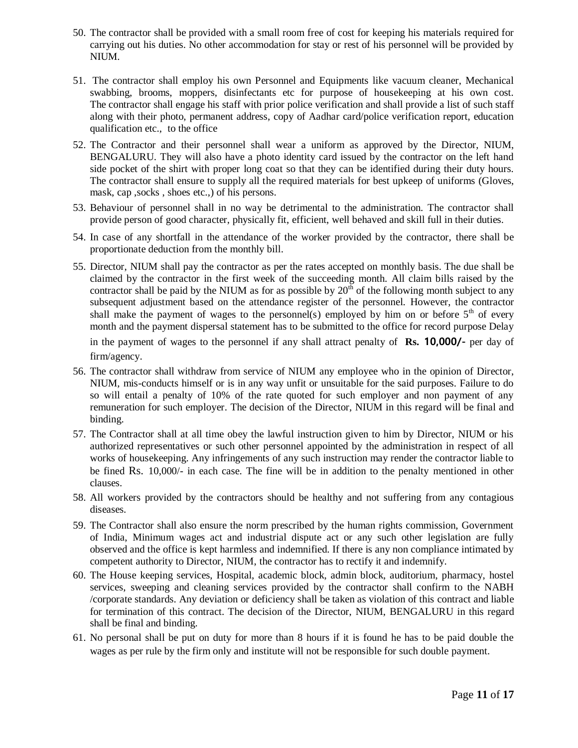50. The contractor shall be provided with a small room free of cost for keeping his materials required for carrying out his duties. No other accommodation for stay or rest of his personnel will be provided by NIUM.

51. The contractor shall employ his own Personnel and Equipments like vacuum cleaner, Mechanical swabbing, brooms, moppers, disinfectants etc for purpose of housekeeping at his own cost. The contractor shall engage his staff with prior police verification and shall provide a list of such staff along with their photo, permanent address, copy of Aadhar card/police verification report, education qualification etc., to the office

52. The Contractor and their personnel shall wear a uniform as approved by the Director, NIUM, BENGALURU. They will also have a photo identity card issued by the contractor on the left hand side pocket of the shirt with proper long coat so that they can be identified during their duty hours. The contractor shall ensure to supply all the required materials for best upkeep of uniforms (Gloves, mask, cap ,socks , shoes etc.,) of his persons.

53. Behaviour of personnel shall in no way be detrimental to the administration. The contractor shall provide person of good character, physically fit, efficient, well behaved and skill full in their duties.

54. In case of any shortfall in the attendance of the worker provided by the contractor, there shall be proportionate deduction from the monthly bill.

55. Director, NIUM shall pay the contractor as per the rates accepted on monthly basis. The due shall be claimed by the contractor in the first week of the succeeding month. All claim bills raised by the contractor shall be paid by the NIUM as for as possible by 20th of the following month subject to any subsequent adjustment based on the attendance register of the personnel. However, the contractor shall make the payment of wages to the personnel(s) employed by him on or before 5th of every month and the payment dispersal statement has to be submitted to the office for record purpose Delay in the payment of wages to the personnel if any shall attract penalty of **Rs. 10,000/-** per day of firm/agency.

56. The contractor shall withdraw from service of NIUM any employee who in the opinion of Director, NIUM, mis-conducts himself or is in any way unfit or unsuitable for the said purposes. Failure to do so will entail a penalty of 10% of the rate quoted for such employer and non payment of any remuneration for such employer. The decision of the Director, NIUM in this regard will be final and binding.

57. The Contractor shall at all time obey the lawful instruction given to him by Director, NIUM or his authorized representatives or such other personnel appointed by the administration in respect of all works of housekeeping. Any infringements of any such instruction may render the contractor liable to be fined Rs. 10,000/- in each case. The fine will be in addition to the penalty mentioned in other clauses.

58. All workers provided by the contractors should be healthy and not suffering from any contagious diseases.

59. The Contractor shall also ensure the norm prescribed by the human rights commission, Government of India, Minimum wages act and industrial dispute act or any such other legislation are fully observed and the office is kept harmless and indemnified. If there is any non compliance intimated by competent authority to Director, NIUM, the contractor has to rectify it and indemnify.

60. The House keeping services, Hospital, academic block, admin block, auditorium, pharmacy, hostel services, sweeping and cleaning services provided by the contractor shall confirm to the NABH /corporate standards. Any deviation or deficiency shall be taken as violation of this contract and liable for termination of this contract. The decision of the Director, NIUM, BENGALURU in this regard shall be final and binding.

61. No personal shall be put on duty for more than 8 hours if it is found he has to be paid double the wages as per rule by the firm only and institute will not be responsible for such double payment.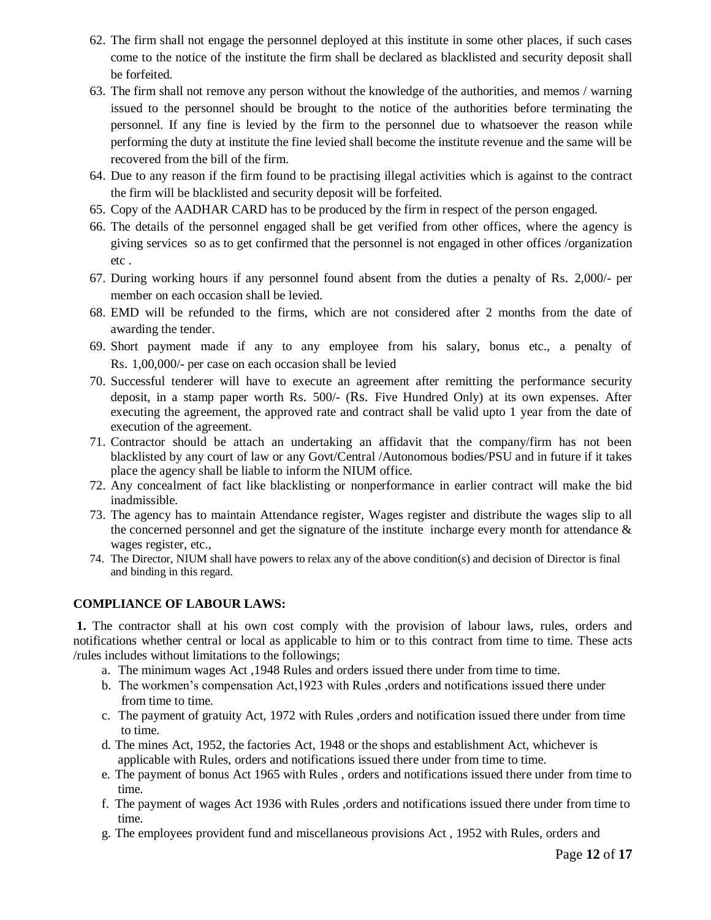62. The firm shall not engage the personnel deployed at this institute in some other places, if such cases come to the notice of the institute the firm shall be declared as blacklisted and security deposit shall be forfeited.
63. The firm shall not remove any person without the knowledge of the authorities, and memos / warning issued to the personnel should be brought to the notice of the authorities before terminating the personnel. If any fine is levied by the firm to the personnel due to whatsoever the reason while performing the duty at institute the fine levied shall become the institute revenue and the same will be recovered from the bill of the firm.
64. Due to any reason if the firm found to be practising illegal activities which is against to the contract the firm will be blacklisted and security deposit will be forfeited.
65. Copy of the AADHAR CARD has to be produced by the firm in respect of the person engaged.
66. The details of the personnel engaged shall be get verified from other offices, where the agency is giving services so as to get confirmed that the personnel is not engaged in other offices /organization etc .
67. During working hours if any personnel found absent from the duties a penalty of Rs. 2,000/- per member on each occasion shall be levied.
68. EMD will be refunded to the firms, which are not considered after 2 months from the date of awarding the tender.
69. Short payment made if any to any employee from his salary, bonus etc., a penalty of Rs. 1,00,000/- per case on each occasion shall be levied
70. Successful tenderer will have to execute an agreement after remitting the performance security deposit, in a stamp paper worth Rs. 500/- (Rs. Five Hundred Only) at its own expenses. After executing the agreement, the approved rate and contract shall be valid upto 1 year from the date of execution of the agreement.
71. Contractor should be attach an undertaking an affidavit that the company/firm has not been blacklisted by any court of law or any Govt/Central /Autonomous bodies/PSU and in future if it takes place the agency shall be liable to inform the NIUM office.
72. Any concealment of fact like blacklisting or nonperformance in earlier contract will make the bid inadmissible.
73. The agency has to maintain Attendance register, Wages register and distribute the wages slip to all the concerned personnel and get the signature of the institute incharge every month for attendance & wages register, etc.,
74. The Director, NIUM shall have powers to relax any of the above condition(s) and decision of Director is final and binding in this regard.

**COMPLIANCE OF LABOUR LAWS:**

**1.** The contractor shall at his own cost comply with the provision of labour laws, rules, orders and notifications whether central or local as applicable to him or to this contract from time to time. These acts /rules includes without limitations to the followings;

a. The minimum wages Act ,1948 Rules and orders issued there under from time to time.
b. The workmen's compensation Act,1923 with Rules ,orders and notifications issued there under from time to time.
c. The payment of gratuity Act, 1972 with Rules ,orders and notification issued there under from time to time.
d. The mines Act, 1952, the factories Act, 1948 or the shops and establishment Act, whichever is applicable with Rules, orders and notifications issued there under from time to time.
e. The payment of bonus Act 1965 with Rules , orders and notifications issued there under from time to time.
f. The payment of wages Act 1936 with Rules ,orders and notifications issued there under from time to time.
g. The employees provident fund and miscellaneous provisions Act , 1952 with Rules, orders and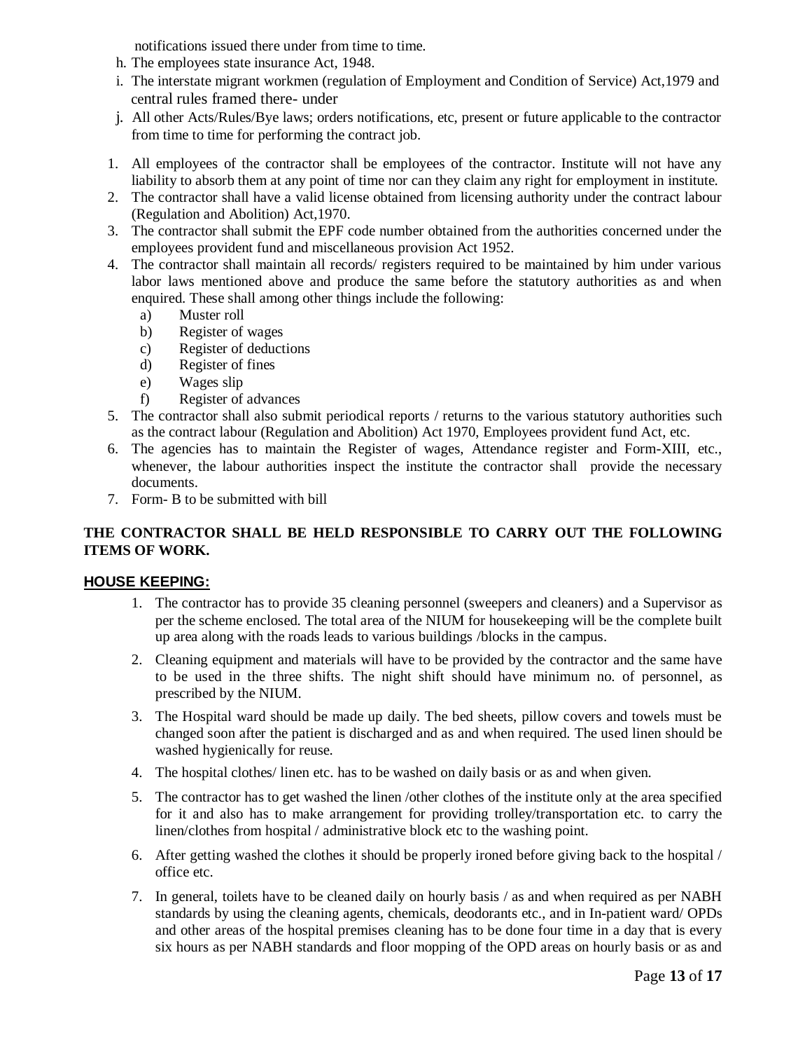notifications issued there under from time to time.

h. The employees state insurance Act, 1948.
i. The interstate migrant workmen (regulation of Employment and Condition of Service) Act,1979 and central rules framed there- under
j. All other Acts/Rules/Bye laws; orders notifications, etc, present or future applicable to the contractor from time to time for performing the contract job.

1. All employees of the contractor shall be employees of the contractor. Institute will not have any liability to absorb them at any point of time nor can they claim any right for employment in institute.
2. The contractor shall have a valid license obtained from licensing authority under the contract labour (Regulation and Abolition) Act,1970.
3. The contractor shall submit the EPF code number obtained from the authorities concerned under the employees provident fund and miscellaneous provision Act 1952.
4. The contractor shall maintain all records/ registers required to be maintained by him under various labor laws mentioned above and produce the same before the statutory authorities as and when enquired. These shall among other things include the following:
   a) Muster roll
   b) Register of wages
   c) Register of deductions
   d) Register of fines
   e) Wages slip
   f) Register of advances
5. The contractor shall also submit periodical reports / returns to the various statutory authorities such as the contract labour (Regulation and Abolition) Act 1970, Employees provident fund Act, etc.
6. The agencies has to maintain the Register of wages, Attendance register and Form-XIII, etc., whenever, the labour authorities inspect the institute the contractor shall provide the necessary documents.
7. Form- B to be submitted with bill

**THE CONTRACTOR SHALL BE HELD RESPONSIBLE TO CARRY OUT THE FOLLOWING ITEMS OF WORK.**

## HOUSE KEEPING:

1. The contractor has to provide 35 cleaning personnel (sweepers and cleaners) and a Supervisor as per the scheme enclosed. The total area of the NIUM for housekeeping will be the complete built up area along with the roads leads to various buildings /blocks in the campus.
2. Cleaning equipment and materials will have to be provided by the contractor and the same have to be used in the three shifts. The night shift should have minimum no. of personnel, as prescribed by the NIUM.
3. The Hospital ward should be made up daily. The bed sheets, pillow covers and towels must be changed soon after the patient is discharged and as and when required. The used linen should be washed hygienically for reuse.
4. The hospital clothes/ linen etc. has to be washed on daily basis or as and when given.
5. The contractor has to get washed the linen /other clothes of the institute only at the area specified for it and also has to make arrangement for providing trolley/transportation etc. to carry the linen/clothes from hospital / administrative block etc to the washing point.
6. After getting washed the clothes it should be properly ironed before giving back to the hospital / office etc.
7. In general, toilets have to be cleaned daily on hourly basis / as and when required as per NABH standards by using the cleaning agents, chemicals, deodorants etc., and in In-patient ward/ OPDs and other areas of the hospital premises cleaning has to be done four time in a day that is every six hours as per NABH standards and floor mopping of the OPD areas on hourly basis or as and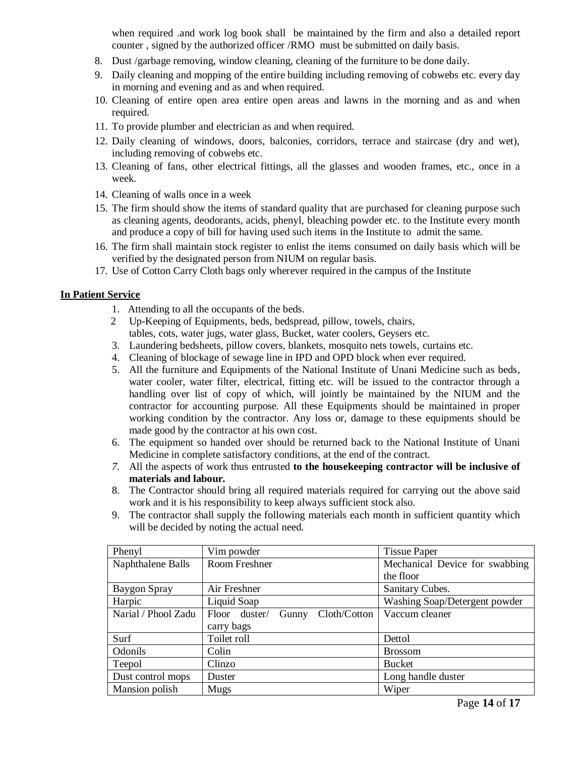when required .and work log book shall be maintained by the firm and also a detailed report counter , signed by the authorized officer /RMO must be submitted on daily basis.

8. Dust /garbage removing, window cleaning, cleaning of the furniture to be done daily.
9. Daily cleaning and mopping of the entire building including removing of cobwebs etc. every day in morning and evening and as and when required.
10. Cleaning of entire open area entire open areas and lawns in the morning and as and when required.
11. To provide plumber and electrician as and when required.
12. Daily cleaning of windows, doors, balconies, corridors, terrace and staircase (dry and wet), including removing of cobwebs etc.
13. Cleaning of fans, other electrical fittings, all the glasses and wooden frames, etc., once in a week.
14. Cleaning of walls once in a week
15. The firm should show the items of standard quality that are purchased for cleaning purpose such as cleaning agents, deodorants, acids, phenyl, bleaching powder etc. to the Institute every month and produce a copy of bill for having used such items in the Institute to admit the same.
16. The firm shall maintain stock register to enlist the items consumed on daily basis which will be verified by the designated person from NIUM on regular basis.
17. Use of Cotton Carry Cloth bags only wherever required in the campus of the Institute

**In Patient Service**

1. Attending to all the occupants of the beds.
2. Up-Keeping of Equipments, beds, bedspread, pillow, towels, chairs, tables, cots, water jugs, water glass, Bucket, water coolers, Geysers etc.
3. Laundering bedsheets, pillow covers, blankets, mosquito nets towels, curtains etc.
4. Cleaning of blockage of sewage line in IPD and OPD block when ever required.
5. All the furniture and Equipments of the National Institute of Unani Medicine such as beds, water cooler, water filter, electrical, fitting etc. will be issued to the contractor through a handling over list of copy of which, will jointly be maintained by the NIUM and the contractor for accounting purpose. All these Equipments should be maintained in proper working condition by the contractor. Any loss or, damage to these equipments should be made good by the contractor at his own cost.
6. The equipment so handed over should be returned back to the National Institute of Unani Medicine in complete satisfactory conditions, at the end of the contract.
7. All the aspects of work thus entrusted **to the housekeeping contractor will be inclusive of materials and labour.**
8. The Contractor should bring all required materials required for carrying out the above said work and it is his responsibility to keep always sufficient stock also.
9. The contractor shall supply the following materials each month in sufficient quantity which will be decided by noting the actual need.

| Phenyl | Vim powder | Tissue Paper |
|---|---|---|
| Naphthalene Balls | Room Freshner | Mechanical Device for swabbing the floor |
| Baygon Spray | Air Freshner | Sanitary Cubes. |
| Harpic | Liquid Soap | Washing Soap/Detergent powder |
| Narial / Phool Zadu | Floor duster/ Gunny Cloth/Cotton carry bags | Vaccum cleaner |
| Surf | Toilet roll | Dettol |
| Odonils | Colin | Brossom |
| Teepol | Clinzo | Bucket |
| Dust control mops | Duster | Long handle duster |
| Mansion polish | Mugs | Wiper |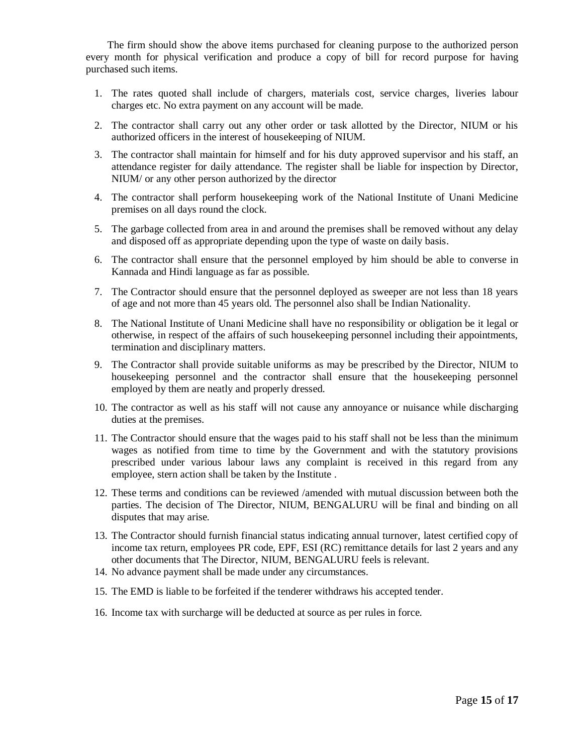The firm should show the above items purchased for cleaning purpose to the authorized person every month for physical verification and produce a copy of bill for record purpose for having purchased such items.

1. The rates quoted shall include of chargers, materials cost, service charges, liveries labour charges etc. No extra payment on any account will be made.
2. The contractor shall carry out any other order or task allotted by the Director, NIUM or his authorized officers in the interest of housekeeping of NIUM.
3. The contractor shall maintain for himself and for his duty approved supervisor and his staff, an attendance register for daily attendance. The register shall be liable for inspection by Director, NIUM/ or any other person authorized by the director
4. The contractor shall perform housekeeping work of the National Institute of Unani Medicine premises on all days round the clock.
5. The garbage collected from area in and around the premises shall be removed without any delay and disposed off as appropriate depending upon the type of waste on daily basis.
6. The contractor shall ensure that the personnel employed by him should be able to converse in Kannada and Hindi language as far as possible.
7. The Contractor should ensure that the personnel deployed as sweeper are not less than 18 years of age and not more than 45 years old. The personnel also shall be Indian Nationality.
8. The National Institute of Unani Medicine shall have no responsibility or obligation be it legal or otherwise, in respect of the affairs of such housekeeping personnel including their appointments, termination and disciplinary matters.
9. The Contractor shall provide suitable uniforms as may be prescribed by the Director, NIUM to housekeeping personnel and the contractor shall ensure that the housekeeping personnel employed by them are neatly and properly dressed.
10. The contractor as well as his staff will not cause any annoyance or nuisance while discharging duties at the premises.
11. The Contractor should ensure that the wages paid to his staff shall not be less than the minimum wages as notified from time to time by the Government and with the statutory provisions prescribed under various labour laws any complaint is received in this regard from any employee, stern action shall be taken by the Institute .
12. These terms and conditions can be reviewed /amended with mutual discussion between both the parties. The decision of The Director, NIUM, BENGALURU will be final and binding on all disputes that may arise.
13. The Contractor should furnish financial status indicating annual turnover, latest certified copy of income tax return, employees PR code, EPF, ESI (RC) remittance details for last 2 years and any other documents that The Director, NIUM, BENGALURU feels is relevant.
14. No advance payment shall be made under any circumstances.
15. The EMD is liable to be forfeited if the tenderer withdraws his accepted tender.
16. Income tax with surcharge will be deducted at source as per rules in force.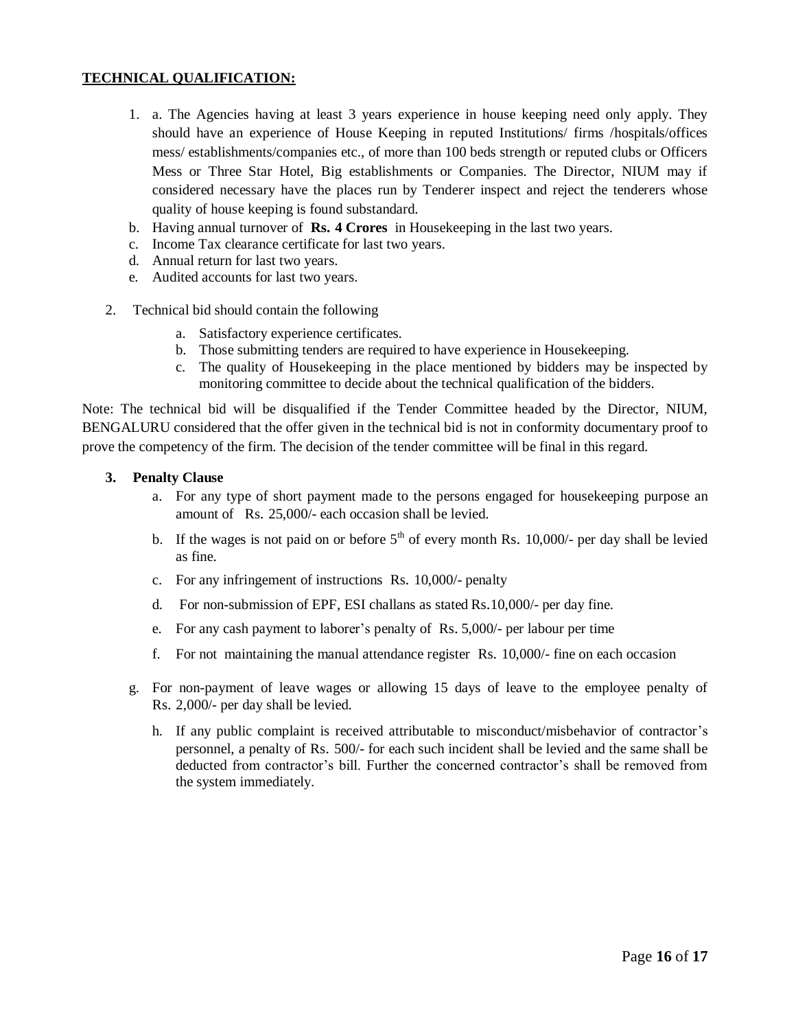**TECHNICAL QUALIFICATION:**

1. a. The Agencies having at least 3 years experience in house keeping need only apply. They should have an experience of House Keeping in reputed Institutions/ firms /hospitals/offices mess/ establishments/companies etc., of more than 100 beds strength or reputed clubs or Officers Mess or Three Star Hotel, Big establishments or Companies. The Director, NIUM may if considered necessary have the places run by Tenderer inspect and reject the tenderers whose quality of house keeping is found substandard.
   b. Having annual turnover of **Rs. 4 Crores** in Housekeeping in the last two years.
   c. Income Tax clearance certificate for last two years.
   d. Annual return for last two years.
   e. Audited accounts for last two years.

2. Technical bid should contain the following
   a. Satisfactory experience certificates.
   b. Those submitting tenders are required to have experience in Housekeeping.
   c. The quality of Housekeeping in the place mentioned by bidders may be inspected by monitoring committee to decide about the technical qualification of the bidders.

Note: The technical bid will be disqualified if the Tender Committee headed by the Director, NIUM, BENGALURU considered that the offer given in the technical bid is not in conformity documentary proof to prove the competency of the firm. The decision of the tender committee will be final in this regard.

3. **Penalty Clause**
   a. For any type of short payment made to the persons engaged for housekeeping purpose an amount of Rs. 25,000/- each occasion shall be levied.
   b. If the wages is not paid on or before 5th of every month Rs. 10,000/- per day shall be levied as fine.
   c. For any infringement of instructions Rs. 10,000/- penalty
   d. For non-submission of EPF, ESI challans as stated Rs.10,000/- per day fine.
   e. For any cash payment to laborer's penalty of Rs. 5,000/- per labour per time
   f. For not maintaining the manual attendance register Rs. 10,000/- fine on each occasion
   g. For non-payment of leave wages or allowing 15 days of leave to the employee penalty of Rs. 2,000/- per day shall be levied.
   h. If any public complaint is received attributable to misconduct/misbehavior of contractor's personnel, a penalty of Rs. 500/- for each such incident shall be levied and the same shall be deducted from contractor's bill. Further the concerned contractor's shall be removed from the system immediately.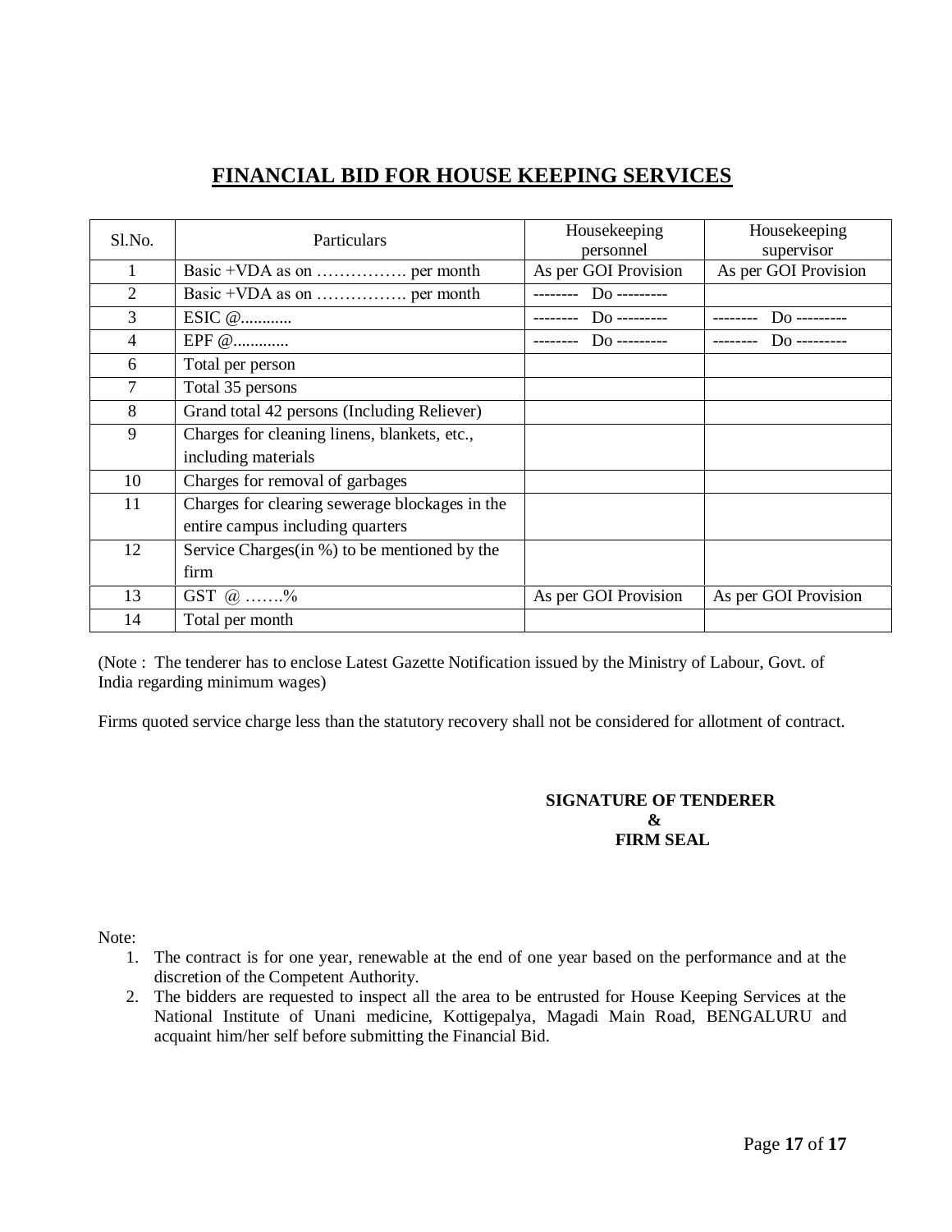## FINANCIAL BID FOR HOUSE KEEPING SERVICES

| Sl.No. | Particulars | Housekeeping personnel | Housekeeping supervisor |
|---|---|---|---|
| 1 | Basic +VDA as on ……………. per month | As per GOI Provision | As per GOI Provision |
| 2 | Basic +VDA as on ……………. per month | -------- Do --------- | |
| 3 | ESIC @........... | -------- Do --------- | -------- Do --------- |
| 4 | EPF @............ | -------- Do --------- | -------- Do --------- |
| 6 | Total per person | | |
| 7 | Total 35 persons | | |
| 8 | Grand total 42 persons (Including Reliever) | | |
| 9 | Charges for cleaning linens, blankets, etc., including materials | | |
| 10 | Charges for removal of garbages | | |
| 11 | Charges for clearing sewerage blockages in the entire campus including quarters | | |
| 12 | Service Charges(in %) to be mentioned by the firm | | |
| 13 | GST @ …….% | As per GOI Provision | As per GOI Provision |
| 14 | Total per month | | |

(Note : The tenderer has to enclose Latest Gazette Notification issued by the Ministry of Labour, Govt. of India regarding minimum wages)

Firms quoted service charge less than the statutory recovery shall not be considered for allotment of contract.

**SIGNATURE OF TENDERER**
**&**
**FIRM SEAL**

Note:

1. The contract is for one year, renewable at the end of one year based on the performance and at the discretion of the Competent Authority.
2. The bidders are requested to inspect all the area to be entrusted for House Keeping Services at the National Institute of Unani medicine, Kottigepalya, Magadi Main Road, BENGALURU and acquaint him/her self before submitting the Financial Bid.